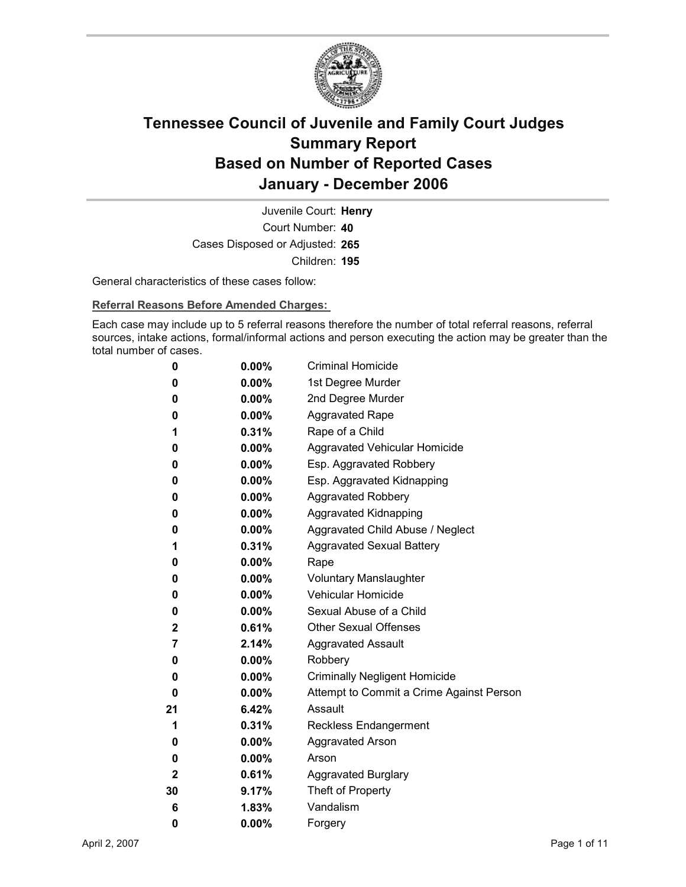# Tennessee Council of Juvenile and Family Court Judges
# Summary Report
# Based on Number of Reported Cases
# January - December 2006

Juvenile Court: **Henry**
Court Number: **40**
Cases Disposed or Adjusted: **265**
Children: **195**

General characteristics of these cases follow:

**Referral Reasons Before Amended Charges:**

Each case may include up to 5 referral reasons therefore the number of total referral reasons, referral sources, intake actions, formal/informal actions and person executing the action may be greater than the total number of cases.

| | | |
|---|---|---|
| 0 | 0.00% | Criminal Homicide |
| 0 | 0.00% | 1st Degree Murder |
| 0 | 0.00% | 2nd Degree Murder |
| 0 | 0.00% | Aggravated Rape |
| 1 | 0.31% | Rape of a Child |
| 0 | 0.00% | Aggravated Vehicular Homicide |
| 0 | 0.00% | Esp. Aggravated Robbery |
| 0 | 0.00% | Esp. Aggravated Kidnapping |
| 0 | 0.00% | Aggravated Robbery |
| 0 | 0.00% | Aggravated Kidnapping |
| 0 | 0.00% | Aggravated Child Abuse / Neglect |
| 1 | 0.31% | Aggravated Sexual Battery |
| 0 | 0.00% | Rape |
| 0 | 0.00% | Voluntary Manslaughter |
| 0 | 0.00% | Vehicular Homicide |
| 0 | 0.00% | Sexual Abuse of a Child |
| 2 | 0.61% | Other Sexual Offenses |
| 7 | 2.14% | Aggravated Assault |
| 0 | 0.00% | Robbery |
| 0 | 0.00% | Criminally Negligent Homicide |
| 0 | 0.00% | Attempt to Commit a Crime Against Person |
| 21 | 6.42% | Assault |
| 1 | 0.31% | Reckless Endangerment |
| 0 | 0.00% | Aggravated Arson |
| 0 | 0.00% | Arson |
| 2 | 0.61% | Aggravated Burglary |
| 30 | 9.17% | Theft of Property |
| 6 | 1.83% | Vandalism |
| 0 | 0.00% | Forgery |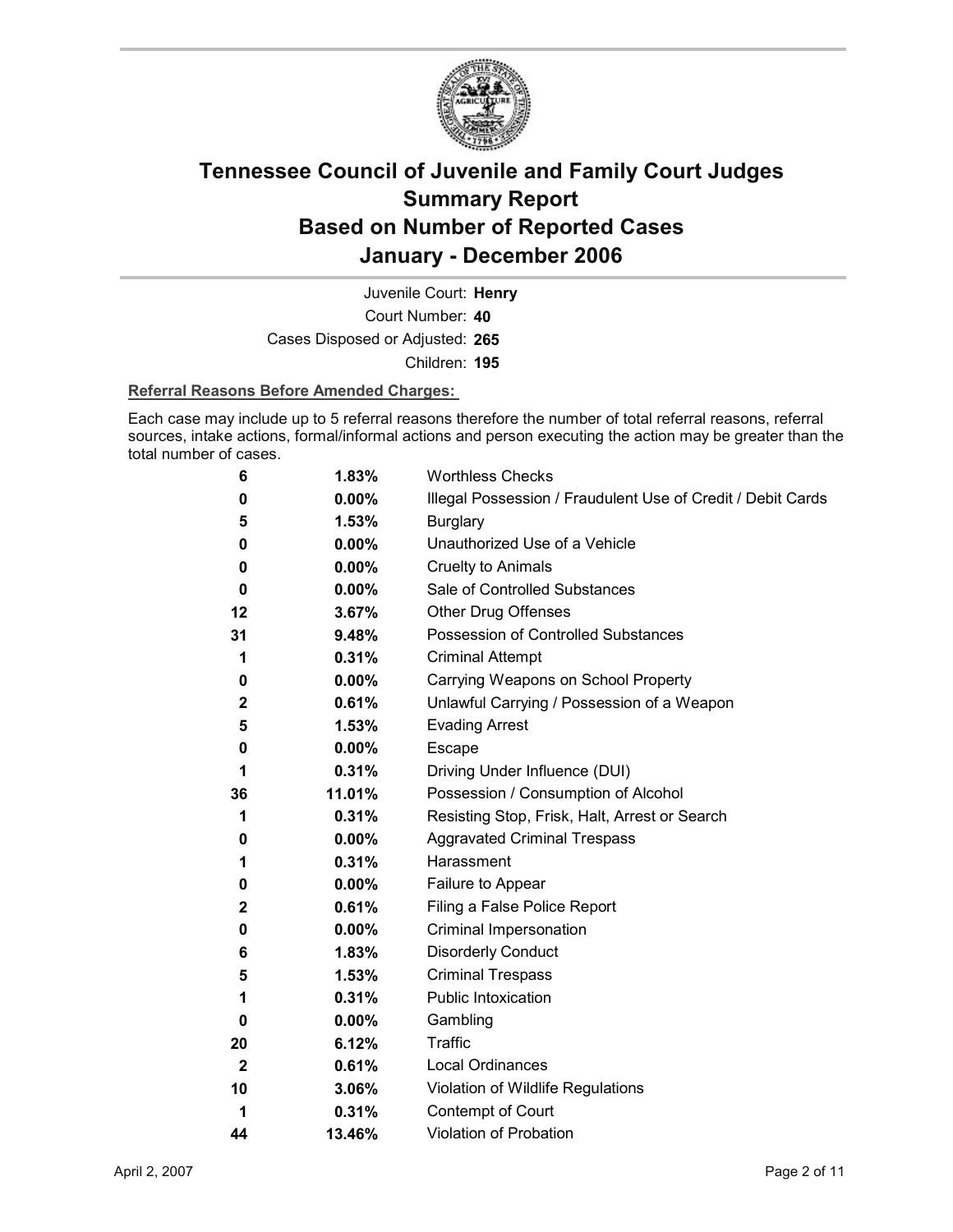# Tennessee Council of Juvenile and Family Court Judges Summary Report Based on Number of Reported Cases January - December 2006

Juvenile Court: **Henry**

Court Number: **40**

Cases Disposed or Adjusted: **265**

Children: **195**

**Referral Reasons Before Amended Charges:**

Each case may include up to 5 referral reasons therefore the number of total referral reasons, referral sources, intake actions, formal/informal actions and person executing the action may be greater than the total number of cases.

| | | |
|---|---|---|
| 6 | 1.83% | Worthless Checks |
| 0 | 0.00% | Illegal Possession / Fraudulent Use of Credit / Debit Cards |
| 5 | 1.53% | Burglary |
| 0 | 0.00% | Unauthorized Use of a Vehicle |
| 0 | 0.00% | Cruelty to Animals |
| 0 | 0.00% | Sale of Controlled Substances |
| 12 | 3.67% | Other Drug Offenses |
| 31 | 9.48% | Possession of Controlled Substances |
| 1 | 0.31% | Criminal Attempt |
| 0 | 0.00% | Carrying Weapons on School Property |
| 2 | 0.61% | Unlawful Carrying / Possession of a Weapon |
| 5 | 1.53% | Evading Arrest |
| 0 | 0.00% | Escape |
| 1 | 0.31% | Driving Under Influence (DUI) |
| 36 | 11.01% | Possession / Consumption of Alcohol |
| 1 | 0.31% | Resisting Stop, Frisk, Halt, Arrest or Search |
| 0 | 0.00% | Aggravated Criminal Trespass |
| 1 | 0.31% | Harassment |
| 0 | 0.00% | Failure to Appear |
| 2 | 0.61% | Filing a False Police Report |
| 0 | 0.00% | Criminal Impersonation |
| 6 | 1.83% | Disorderly Conduct |
| 5 | 1.53% | Criminal Trespass |
| 1 | 0.31% | Public Intoxication |
| 0 | 0.00% | Gambling |
| 20 | 6.12% | Traffic |
| 2 | 0.61% | Local Ordinances |
| 10 | 3.06% | Violation of Wildlife Regulations |
| 1 | 0.31% | Contempt of Court |
| 44 | 13.46% | Violation of Probation |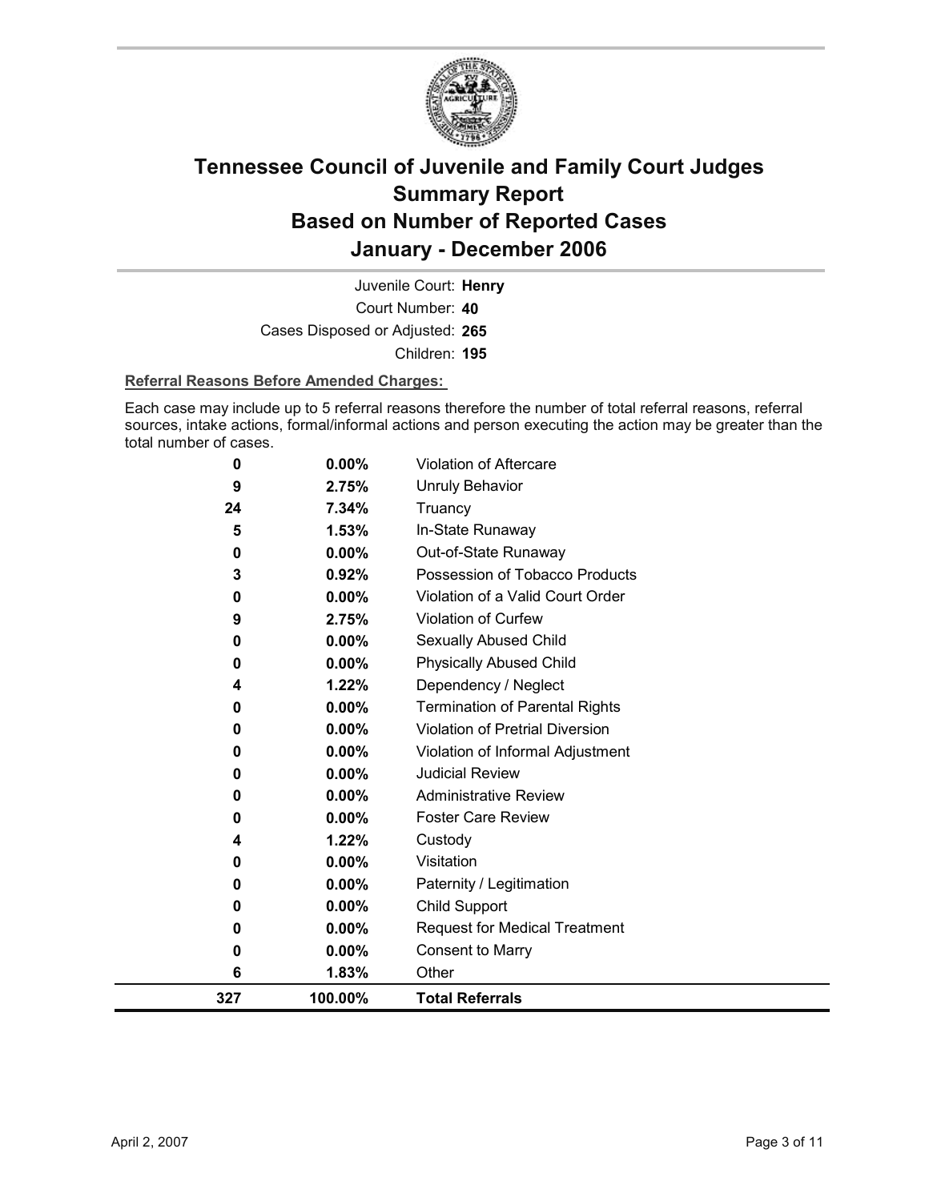# Tennessee Council of Juvenile and Family Court Judges Summary Report Based on Number of Reported Cases January - December 2006

Juvenile Court: **Henry**

Court Number: **40**

Cases Disposed or Adjusted: **265**

Children: **195**

**Referral Reasons Before Amended Charges:**

Each case may include up to 5 referral reasons therefore the number of total referral reasons, referral sources, intake actions, formal/informal actions and person executing the action may be greater than the total number of cases.

| Count | Percent | Referral Reason |
|---|---|---|
| 0 | 0.00% | Violation of Aftercare |
| 9 | 2.75% | Unruly Behavior |
| 24 | 7.34% | Truancy |
| 5 | 1.53% | In-State Runaway |
| 0 | 0.00% | Out-of-State Runaway |
| 3 | 0.92% | Possession of Tobacco Products |
| 0 | 0.00% | Violation of a Valid Court Order |
| 9 | 2.75% | Violation of Curfew |
| 0 | 0.00% | Sexually Abused Child |
| 0 | 0.00% | Physically Abused Child |
| 4 | 1.22% | Dependency / Neglect |
| 0 | 0.00% | Termination of Parental Rights |
| 0 | 0.00% | Violation of Pretrial Diversion |
| 0 | 0.00% | Violation of Informal Adjustment |
| 0 | 0.00% | Judicial Review |
| 0 | 0.00% | Administrative Review |
| 0 | 0.00% | Foster Care Review |
| 4 | 1.22% | Custody |
| 0 | 0.00% | Visitation |
| 0 | 0.00% | Paternity / Legitimation |
| 0 | 0.00% | Child Support |
| 0 | 0.00% | Request for Medical Treatment |
| 0 | 0.00% | Consent to Marry |
| 6 | 1.83% | Other |
| **327** | **100.00%** | **Total Referrals** |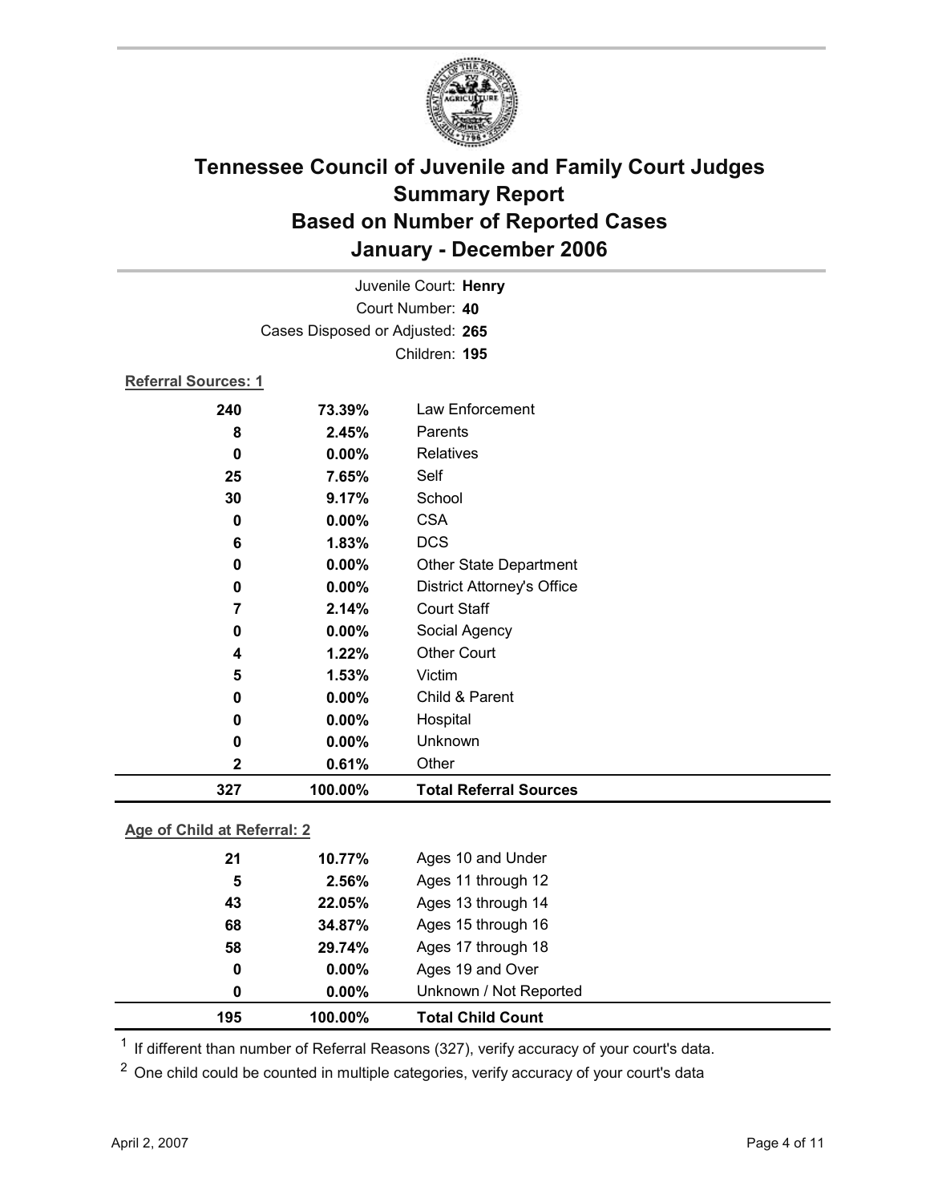# Tennessee Council of Juvenile and Family Court Judges
## Summary Report
## Based on Number of Reported Cases
## January - December 2006

Juvenile Court: **Henry**

Court Number: **40**

Cases Disposed or Adjusted: **265**

Children: **195**

**Referral Sources: 1**

| Count | Percent | Source |
|---|---|---|
| 240 | 73.39% | Law Enforcement |
| 8 | 2.45% | Parents |
| 0 | 0.00% | Relatives |
| 25 | 7.65% | Self |
| 30 | 9.17% | School |
| 0 | 0.00% | CSA |
| 6 | 1.83% | DCS |
| 0 | 0.00% | Other State Department |
| 0 | 0.00% | District Attorney's Office |
| 7 | 2.14% | Court Staff |
| 0 | 0.00% | Social Agency |
| 4 | 1.22% | Other Court |
| 5 | 1.53% | Victim |
| 0 | 0.00% | Child & Parent |
| 0 | 0.00% | Hospital |
| 0 | 0.00% | Unknown |
| 2 | 0.61% | Other |
| **327** | **100.00%** | **Total Referral Sources** |

**Age of Child at Referral: 2**

| Count | Percent | Age |
|---|---|---|
| 21 | 10.77% | Ages 10 and Under |
| 5 | 2.56% | Ages 11 through 12 |
| 43 | 22.05% | Ages 13 through 14 |
| 68 | 34.87% | Ages 15 through 16 |
| 58 | 29.74% | Ages 17 through 18 |
| 0 | 0.00% | Ages 19 and Over |
| 0 | 0.00% | Unknown / Not Reported |
| **195** | **100.00%** | **Total Child Count** |

[1] If different than number of Referral Reasons (327), verify accuracy of your court's data.

[2] One child could be counted in multiple categories, verify accuracy of your court's data

April 2, 2007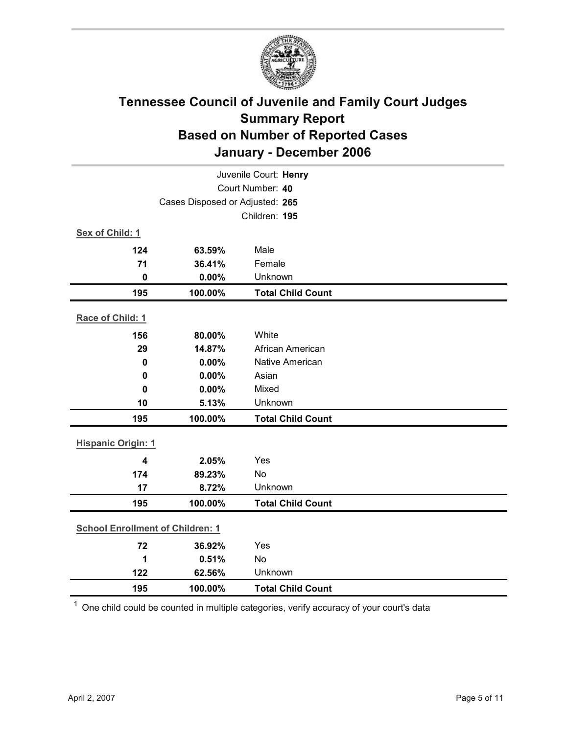# Tennessee Council of Juvenile and Family Court Judges
## Summary Report
## Based on Number of Reported Cases
## January - December 2006

Juvenile Court: **Henry**
Court Number: **40**
Cases Disposed or Adjusted: **265**
Children: **195**

**Sex of Child: 1**

| | | |
|---|---|---|
| **124** | **63.59%** | Male |
| **71** | **36.41%** | Female |
| **0** | **0.00%** | Unknown |
| **195** | **100.00%** | **Total Child Count** |

**Race of Child: 1**

| | | |
|---|---|---|
| **156** | **80.00%** | White |
| **29** | **14.87%** | African American |
| **0** | **0.00%** | Native American |
| **0** | **0.00%** | Asian |
| **0** | **0.00%** | Mixed |
| **10** | **5.13%** | Unknown |
| **195** | **100.00%** | **Total Child Count** |

**Hispanic Origin: 1**

| | | |
|---|---|---|
| **4** | **2.05%** | Yes |
| **174** | **89.23%** | No |
| **17** | **8.72%** | Unknown |
| **195** | **100.00%** | **Total Child Count** |

**School Enrollment of Children: 1**

| | | |
|---|---|---|
| **72** | **36.92%** | Yes |
| **1** | **0.51%** | No |
| **122** | **62.56%** | Unknown |
| **195** | **100.00%** | **Total Child Count** |

[1] One child could be counted in multiple categories, verify accuracy of your court's data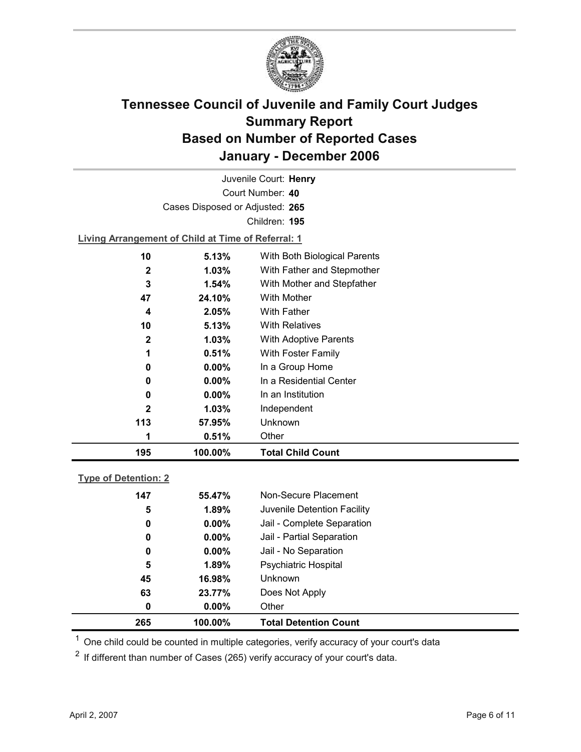# Tennessee Council of Juvenile and Family Court Judges
## Summary Report
## Based on Number of Reported Cases
## January - December 2006

Juvenile Court: **Henry**

Court Number: **40**

Cases Disposed or Adjusted: **265**

Children: **195**

**Living Arrangement of Child at Time of Referral: 1**

| Count | Percent | Living Arrangement |
|---|---|---|
| 10 | 5.13% | With Both Biological Parents |
| 2 | 1.03% | With Father and Stepmother |
| 3 | 1.54% | With Mother and Stepfather |
| 47 | 24.10% | With Mother |
| 4 | 2.05% | With Father |
| 10 | 5.13% | With Relatives |
| 2 | 1.03% | With Adoptive Parents |
| 1 | 0.51% | With Foster Family |
| 0 | 0.00% | In a Group Home |
| 0 | 0.00% | In a Residential Center |
| 0 | 0.00% | In an Institution |
| 2 | 1.03% | Independent |
| 113 | 57.95% | Unknown |
| 1 | 0.51% | Other |
| **195** | **100.00%** | **Total Child Count** |

**Type of Detention: 2**

| Count | Percent | Type of Detention |
|---|---|---|
| 147 | 55.47% | Non-Secure Placement |
| 5 | 1.89% | Juvenile Detention Facility |
| 0 | 0.00% | Jail - Complete Separation |
| 0 | 0.00% | Jail - Partial Separation |
| 0 | 0.00% | Jail - No Separation |
| 5 | 1.89% | Psychiatric Hospital |
| 45 | 16.98% | Unknown |
| 63 | 23.77% | Does Not Apply |
| 0 | 0.00% | Other |
| **265** | **100.00%** | **Total Detention Count** |

[1] One child could be counted in multiple categories, verify accuracy of your court's data

[2] If different than number of Cases (265) verify accuracy of your court's data.

April 2, 2007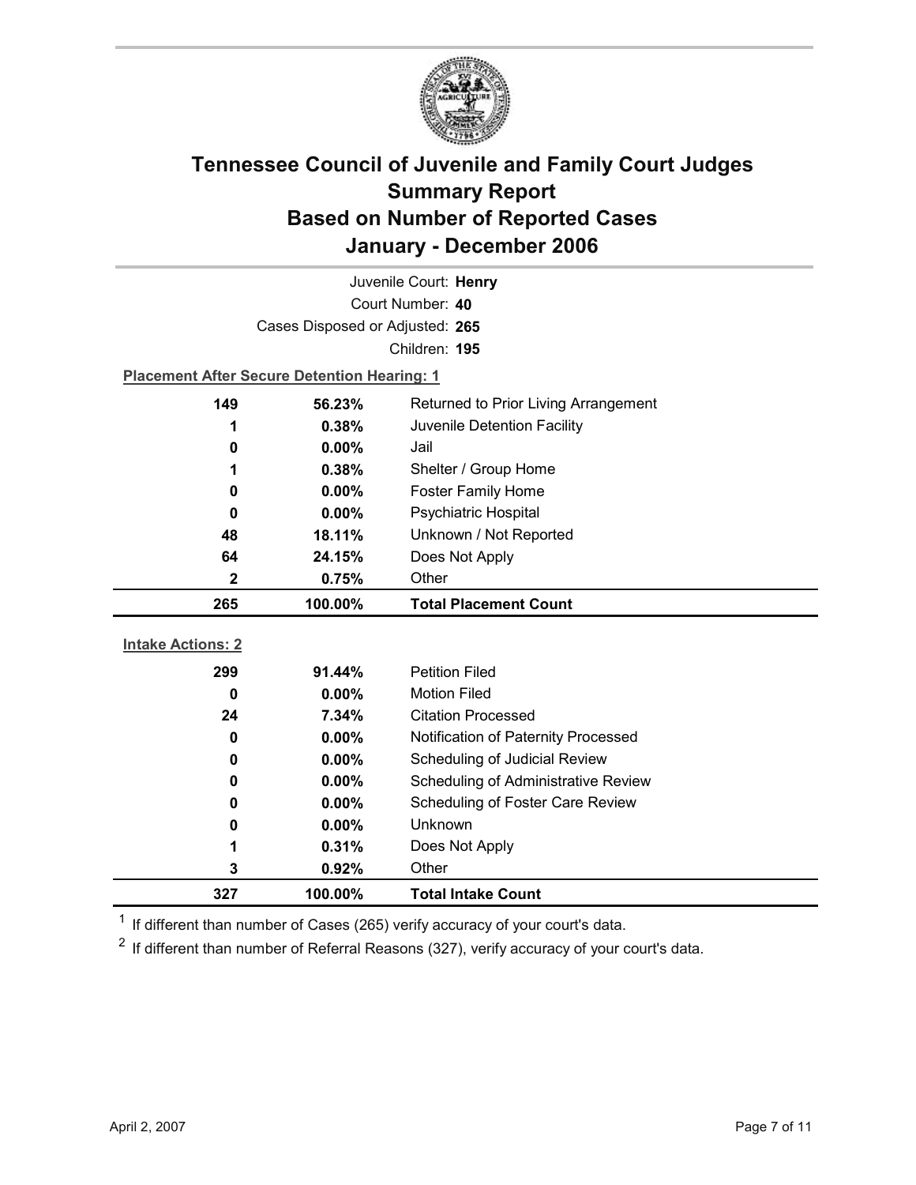# Tennessee Council of Juvenile and Family Court Judges Summary Report Based on Number of Reported Cases January - December 2006

Juvenile Court: **Henry**

Court Number: **40**

Cases Disposed or Adjusted: **265**

Children: **195**

**Placement After Secure Detention Hearing: 1**

| | | |
|---|---|---|
| 149 | 56.23% | Returned to Prior Living Arrangement |
| 1 | 0.38% | Juvenile Detention Facility |
| 0 | 0.00% | Jail |
| 1 | 0.38% | Shelter / Group Home |
| 0 | 0.00% | Foster Family Home |
| 0 | 0.00% | Psychiatric Hospital |
| 48 | 18.11% | Unknown / Not Reported |
| 64 | 24.15% | Does Not Apply |
| 2 | 0.75% | Other |
| **265** | **100.00%** | **Total Placement Count** |

**Intake Actions: 2**

| | | |
|---|---|---|
| 299 | 91.44% | Petition Filed |
| 0 | 0.00% | Motion Filed |
| 24 | 7.34% | Citation Processed |
| 0 | 0.00% | Notification of Paternity Processed |
| 0 | 0.00% | Scheduling of Judicial Review |
| 0 | 0.00% | Scheduling of Administrative Review |
| 0 | 0.00% | Scheduling of Foster Care Review |
| 0 | 0.00% | Unknown |
| 1 | 0.31% | Does Not Apply |
| 3 | 0.92% | Other |
| **327** | **100.00%** | **Total Intake Count** |

[1] If different than number of Cases (265) verify accuracy of your court's data.

[2] If different than number of Referral Reasons (327), verify accuracy of your court's data.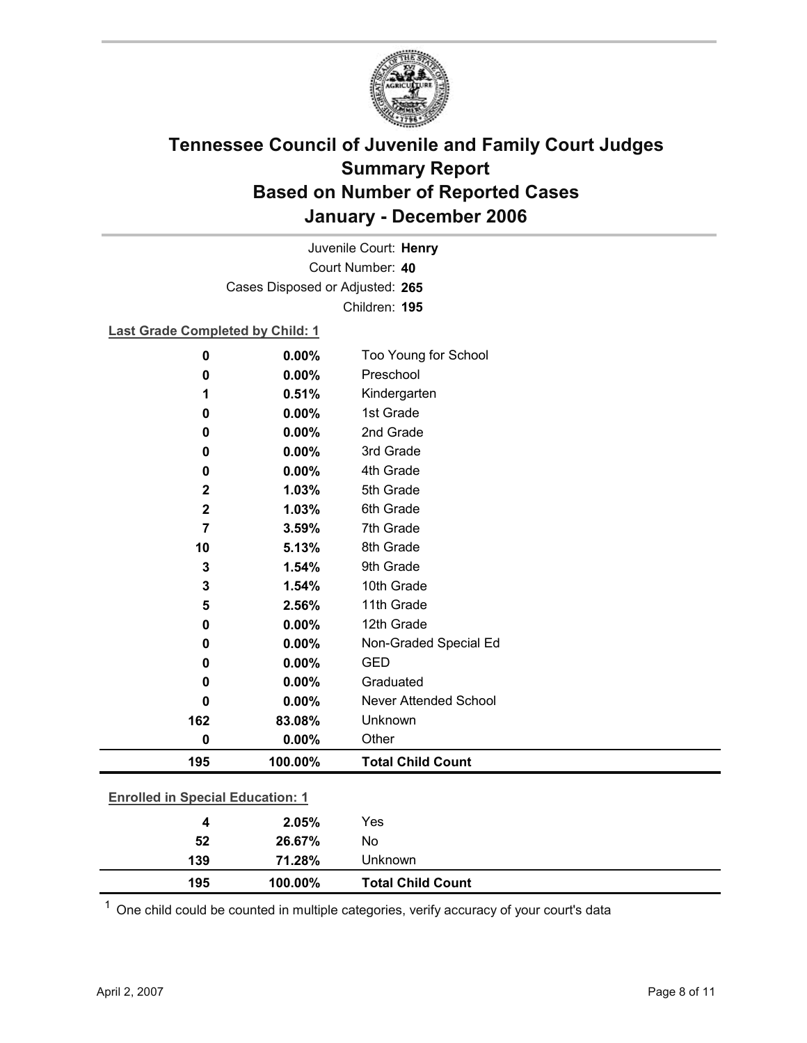# Tennessee Council of Juvenile and Family Court Judges
## Summary Report
## Based on Number of Reported Cases
## January - December 2006

Juvenile Court: **Henry**
Court Number: **40**
Cases Disposed or Adjusted: **265**
Children: **195**

**Last Grade Completed by Child: 1**

| Count | Percent | Category |
|---|---|---|
| 0 | 0.00% | Too Young for School |
| 0 | 0.00% | Preschool |
| 1 | 0.51% | Kindergarten |
| 0 | 0.00% | 1st Grade |
| 0 | 0.00% | 2nd Grade |
| 0 | 0.00% | 3rd Grade |
| 0 | 0.00% | 4th Grade |
| 2 | 1.03% | 5th Grade |
| 2 | 1.03% | 6th Grade |
| 7 | 3.59% | 7th Grade |
| 10 | 5.13% | 8th Grade |
| 3 | 1.54% | 9th Grade |
| 3 | 1.54% | 10th Grade |
| 5 | 2.56% | 11th Grade |
| 0 | 0.00% | 12th Grade |
| 0 | 0.00% | Non-Graded Special Ed |
| 0 | 0.00% | GED |
| 0 | 0.00% | Graduated |
| 0 | 0.00% | Never Attended School |
| 162 | 83.08% | Unknown |
| 0 | 0.00% | Other |
| **195** | **100.00%** | **Total Child Count** |

**Enrolled in Special Education: 1**

| Count | Percent | Category |
|---|---|---|
| 4 | 2.05% | Yes |
| 52 | 26.67% | No |
| 139 | 71.28% | Unknown |
| **195** | **100.00%** | **Total Child Count** |

[1] One child could be counted in multiple categories, verify accuracy of your court's data

April 2, 2007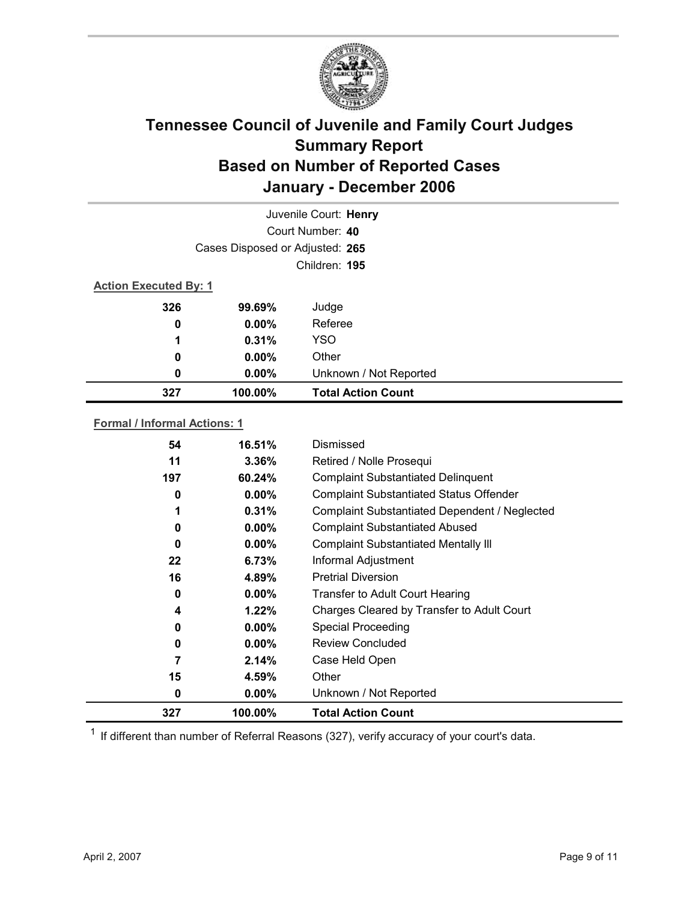# Tennessee Council of Juvenile and Family Court Judges
## Summary Report
## Based on Number of Reported Cases
## January - December 2006

Juvenile Court: **Henry**

Court Number: **40**

Cases Disposed or Adjusted: **265**

Children: **195**

**Action Executed By: 1**

| | | |
|---|---|---|
| 326 | 99.69% | Judge |
| 0 | 0.00% | Referee |
| 1 | 0.31% | YSO |
| 0 | 0.00% | Other |
| 0 | 0.00% | Unknown / Not Reported |
| **327** | **100.00%** | **Total Action Count** |

**Formal / Informal Actions: 1**

| | | |
|---|---|---|
| 54 | 16.51% | Dismissed |
| 11 | 3.36% | Retired / Nolle Prosequi |
| 197 | 60.24% | Complaint Substantiated Delinquent |
| 0 | 0.00% | Complaint Substantiated Status Offender |
| 1 | 0.31% | Complaint Substantiated Dependent / Neglected |
| 0 | 0.00% | Complaint Substantiated Abused |
| 0 | 0.00% | Complaint Substantiated Mentally Ill |
| 22 | 6.73% | Informal Adjustment |
| 16 | 4.89% | Pretrial Diversion |
| 0 | 0.00% | Transfer to Adult Court Hearing |
| 4 | 1.22% | Charges Cleared by Transfer to Adult Court |
| 0 | 0.00% | Special Proceeding |
| 0 | 0.00% | Review Concluded |
| 7 | 2.14% | Case Held Open |
| 15 | 4.59% | Other |
| 0 | 0.00% | Unknown / Not Reported |
| **327** | **100.00%** | **Total Action Count** |

[1] If different than number of Referral Reasons (327), verify accuracy of your court's data.

April 2, 2007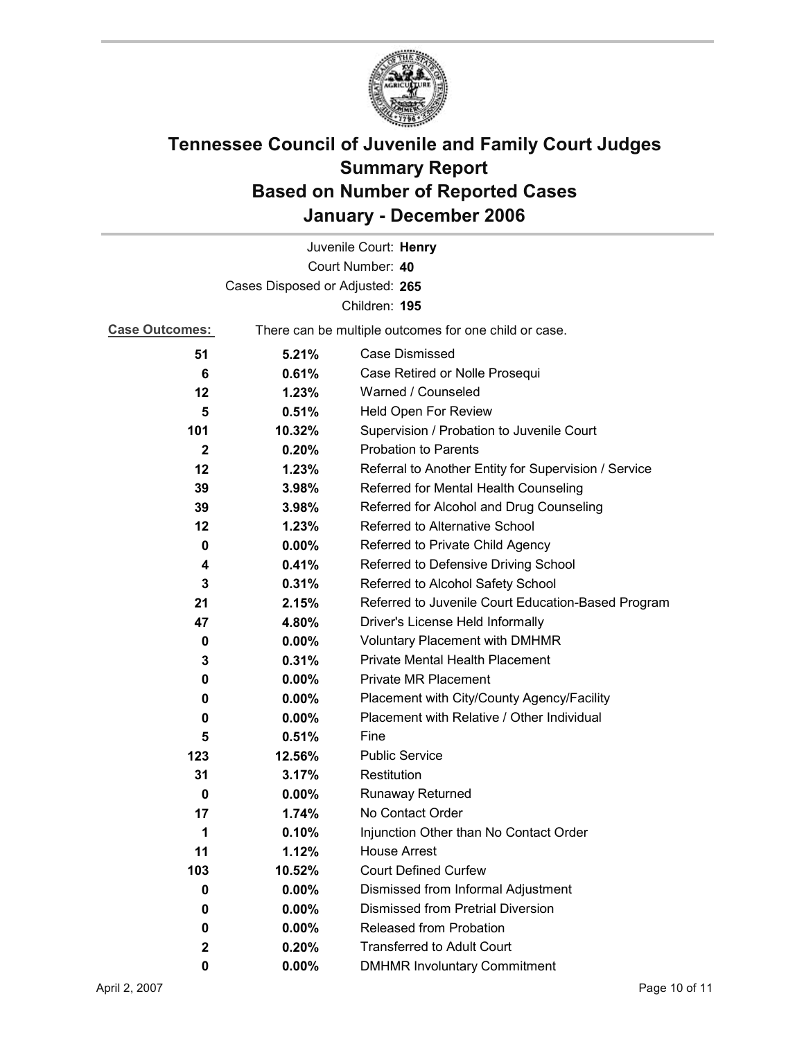# Tennessee Council of Juvenile and Family Court Judges Summary Report Based on Number of Reported Cases January - December 2006

Juvenile Court: **Henry**
Court Number: **40**
Cases Disposed or Adjusted: **265**
Children: **195**

**Case Outcomes:** There can be multiple outcomes for one child or case.

| Count | Percent | Outcome |
|---|---|---|
| **51** | **5.21%** | Case Dismissed |
| **6** | **0.61%** | Case Retired or Nolle Prosequi |
| **12** | **1.23%** | Warned / Counseled |
| **5** | **0.51%** | Held Open For Review |
| **101** | **10.32%** | Supervision / Probation to Juvenile Court |
| **2** | **0.20%** | Probation to Parents |
| **12** | **1.23%** | Referral to Another Entity for Supervision / Service |
| **39** | **3.98%** | Referred for Mental Health Counseling |
| **39** | **3.98%** | Referred for Alcohol and Drug Counseling |
| **12** | **1.23%** | Referred to Alternative School |
| **0** | **0.00%** | Referred to Private Child Agency |
| **4** | **0.41%** | Referred to Defensive Driving School |
| **3** | **0.31%** | Referred to Alcohol Safety School |
| **21** | **2.15%** | Referred to Juvenile Court Education-Based Program |
| **47** | **4.80%** | Driver's License Held Informally |
| **0** | **0.00%** | Voluntary Placement with DMHMR |
| **3** | **0.31%** | Private Mental Health Placement |
| **0** | **0.00%** | Private MR Placement |
| **0** | **0.00%** | Placement with City/County Agency/Facility |
| **0** | **0.00%** | Placement with Relative / Other Individual |
| **5** | **0.51%** | Fine |
| **123** | **12.56%** | Public Service |
| **31** | **3.17%** | Restitution |
| **0** | **0.00%** | Runaway Returned |
| **17** | **1.74%** | No Contact Order |
| **1** | **0.10%** | Injunction Other than No Contact Order |
| **11** | **1.12%** | House Arrest |
| **103** | **10.52%** | Court Defined Curfew |
| **0** | **0.00%** | Dismissed from Informal Adjustment |
| **0** | **0.00%** | Dismissed from Pretrial Diversion |
| **0** | **0.00%** | Released from Probation |
| **2** | **0.20%** | Transferred to Adult Court |
| **0** | **0.00%** | DMHMR Involuntary Commitment |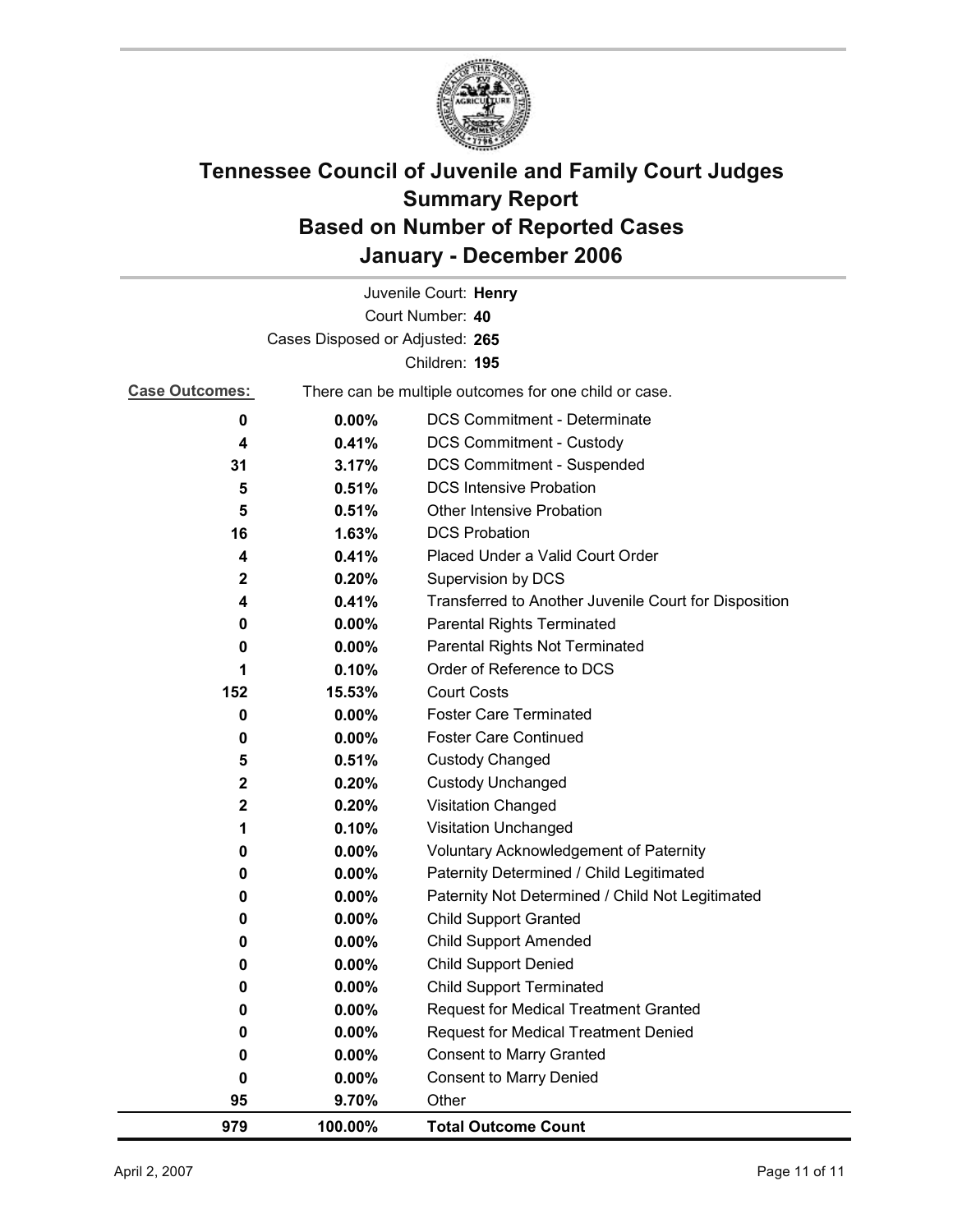# Tennessee Council of Juvenile and Family Court Judges
# Summary Report
# Based on Number of Reported Cases
# January - December 2006

Juvenile Court: **Henry**
Court Number: **40**
Cases Disposed or Adjusted: **265**
Children: **195**

**Case Outcomes:** There can be multiple outcomes for one child or case.

| | | |
|---|---|---|
| 0 | 0.00% | DCS Commitment - Determinate |
| 4 | 0.41% | DCS Commitment - Custody |
| 31 | 3.17% | DCS Commitment - Suspended |
| 5 | 0.51% | DCS Intensive Probation |
| 5 | 0.51% | Other Intensive Probation |
| 16 | 1.63% | DCS Probation |
| 4 | 0.41% | Placed Under a Valid Court Order |
| 2 | 0.20% | Supervision by DCS |
| 4 | 0.41% | Transferred to Another Juvenile Court for Disposition |
| 0 | 0.00% | Parental Rights Terminated |
| 0 | 0.00% | Parental Rights Not Terminated |
| 1 | 0.10% | Order of Reference to DCS |
| 152 | 15.53% | Court Costs |
| 0 | 0.00% | Foster Care Terminated |
| 0 | 0.00% | Foster Care Continued |
| 5 | 0.51% | Custody Changed |
| 2 | 0.20% | Custody Unchanged |
| 2 | 0.20% | Visitation Changed |
| 1 | 0.10% | Visitation Unchanged |
| 0 | 0.00% | Voluntary Acknowledgement of Paternity |
| 0 | 0.00% | Paternity Determined / Child Legitimated |
| 0 | 0.00% | Paternity Not Determined / Child Not Legitimated |
| 0 | 0.00% | Child Support Granted |
| 0 | 0.00% | Child Support Amended |
| 0 | 0.00% | Child Support Denied |
| 0 | 0.00% | Child Support Terminated |
| 0 | 0.00% | Request for Medical Treatment Granted |
| 0 | 0.00% | Request for Medical Treatment Denied |
| 0 | 0.00% | Consent to Marry Granted |
| 0 | 0.00% | Consent to Marry Denied |
| 95 | 9.70% | Other |
| **979** | **100.00%** | **Total Outcome Count** |

April 2, 2007